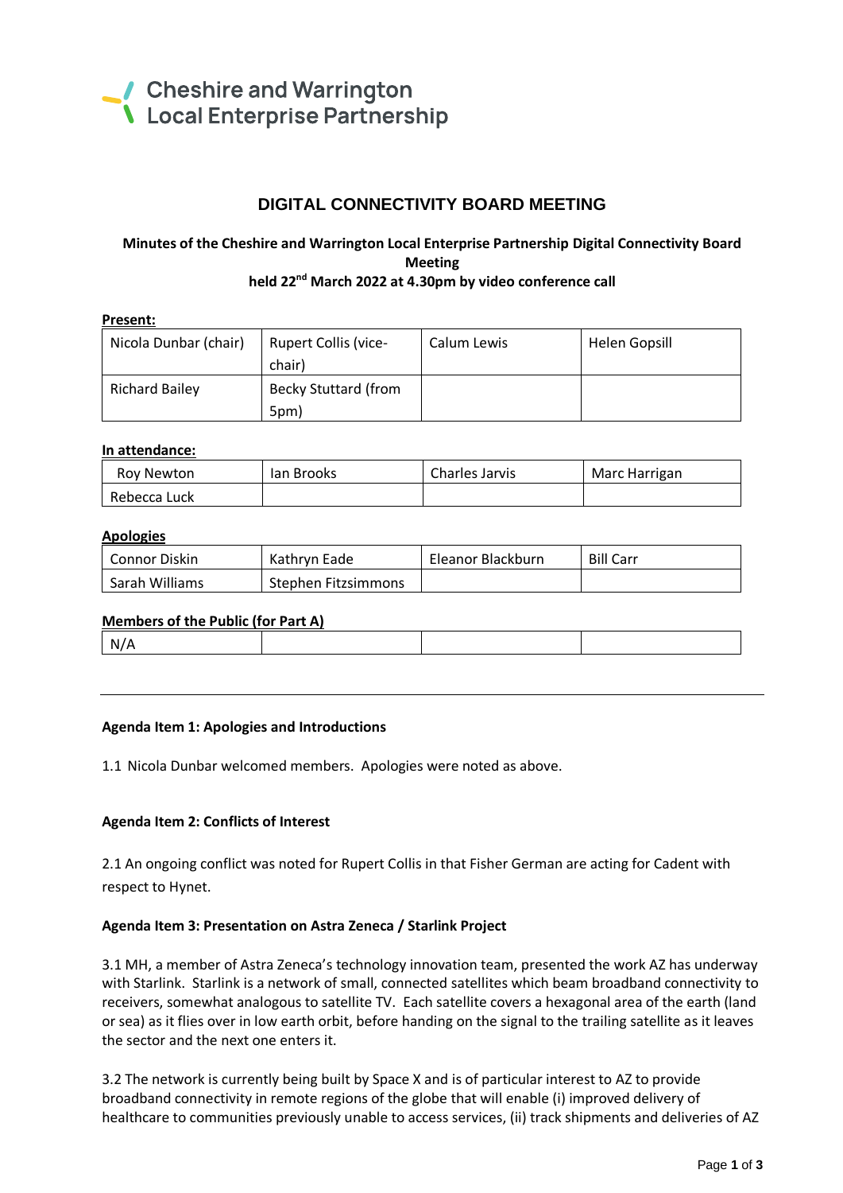Cheshire and Warrington
Local Enterprise Partnership

# DIGITAL CONNECTIVITY BOARD MEETING

**Minutes of the Cheshire and Warrington Local Enterprise Partnership Digital Connectivity Board Meeting**
**held 22nd March 2022 at 4.30pm by video conference call**

**Present:**

| | | | |
|---|---|---|---|
| Nicola Dunbar (chair) | Rupert Collis (vice-chair) | Calum Lewis | Helen Gopsill |
| Richard Bailey | Becky Stuttard (from 5pm) | | |

**In attendance:**

| | | | |
|---|---|---|---|
| Roy Newton | Ian Brooks | Charles Jarvis | Marc Harrigan |
| Rebecca Luck | | | |

**Apologies**

| | | | |
|---|---|---|---|
| Connor Diskin | Kathryn Eade | Eleanor Blackburn | Bill Carr |
| Sarah Williams | Stephen Fitzsimmons | | |

**Members of the Public (for Part A)**

| | | | |
|---|---|---|---|
| N/A | | | |

---

**Agenda Item 1: Apologies and Introductions**

1.1 Nicola Dunbar welcomed members. Apologies were noted as above.

**Agenda Item 2: Conflicts of Interest**

2.1 An ongoing conflict was noted for Rupert Collis in that Fisher German are acting for Cadent with respect to Hynet.

**Agenda Item 3: Presentation on Astra Zeneca / Starlink Project**

3.1 MH, a member of Astra Zeneca's technology innovation team, presented the work AZ has underway with Starlink. Starlink is a network of small, connected satellites which beam broadband connectivity to receivers, somewhat analogous to satellite TV. Each satellite covers a hexagonal area of the earth (land or sea) as it flies over in low earth orbit, before handing on the signal to the trailing satellite as it leaves the sector and the next one enters it.

3.2 The network is currently being built by Space X and is of particular interest to AZ to provide broadband connectivity in remote regions of the globe that will enable (i) improved delivery of healthcare to communities previously unable to access services, (ii) track shipments and deliveries of AZ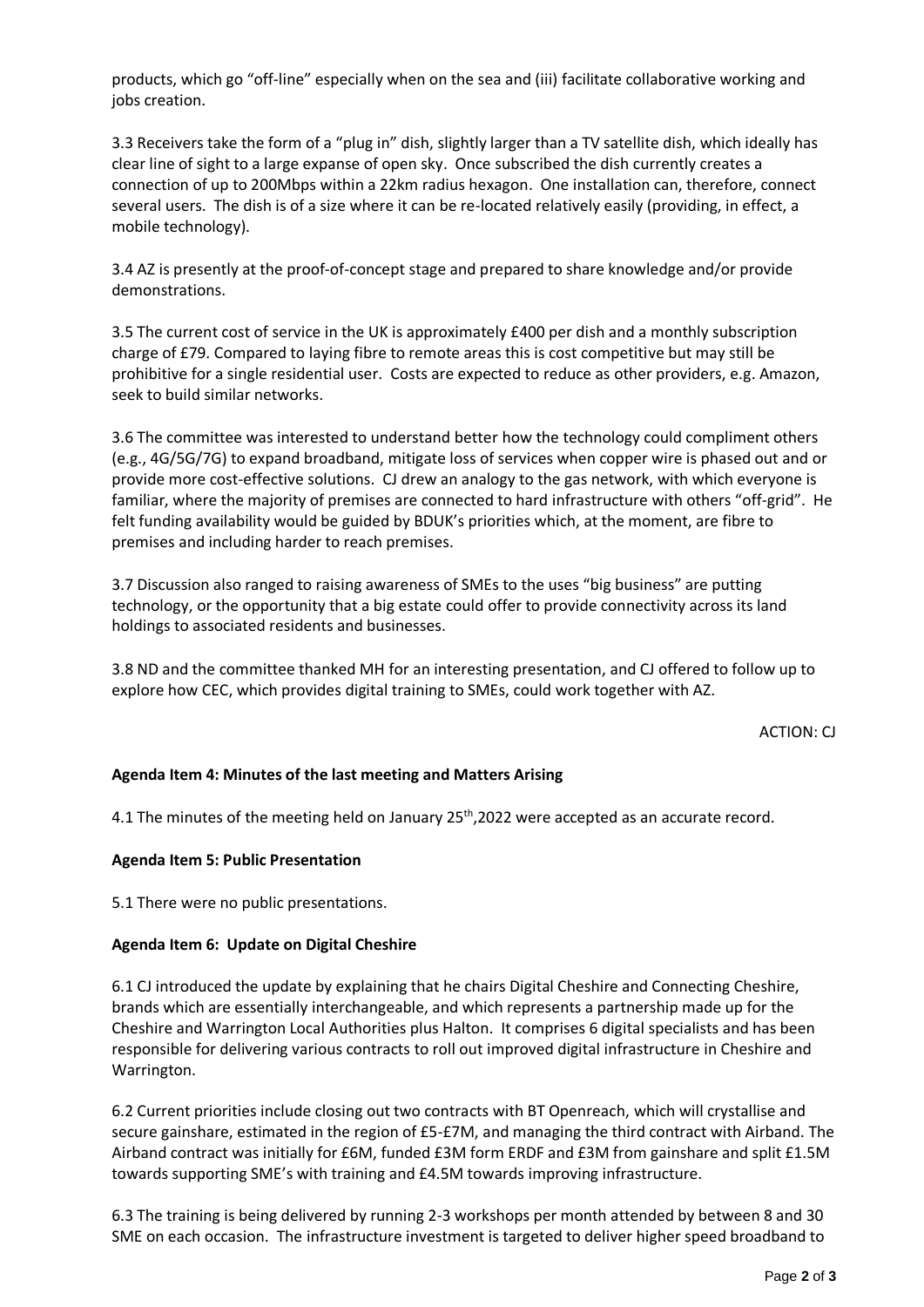products, which go "off-line" especially when on the sea and (iii) facilitate collaborative working and jobs creation.

3.3 Receivers take the form of a "plug in" dish, slightly larger than a TV satellite dish, which ideally has clear line of sight to a large expanse of open sky. Once subscribed the dish currently creates a connection of up to 200Mbps within a 22km radius hexagon. One installation can, therefore, connect several users. The dish is of a size where it can be re-located relatively easily (providing, in effect, a mobile technology).

3.4 AZ is presently at the proof-of-concept stage and prepared to share knowledge and/or provide demonstrations.

3.5 The current cost of service in the UK is approximately £400 per dish and a monthly subscription charge of £79. Compared to laying fibre to remote areas this is cost competitive but may still be prohibitive for a single residential user. Costs are expected to reduce as other providers, e.g. Amazon, seek to build similar networks.

3.6 The committee was interested to understand better how the technology could compliment others (e.g., 4G/5G/7G) to expand broadband, mitigate loss of services when copper wire is phased out and or provide more cost-effective solutions. CJ drew an analogy to the gas network, with which everyone is familiar, where the majority of premises are connected to hard infrastructure with others "off-grid". He felt funding availability would be guided by BDUK's priorities which, at the moment, are fibre to premises and including harder to reach premises.

3.7 Discussion also ranged to raising awareness of SMEs to the uses "big business" are putting technology, or the opportunity that a big estate could offer to provide connectivity across its land holdings to associated residents and businesses.

3.8 ND and the committee thanked MH for an interesting presentation, and CJ offered to follow up to explore how CEC, which provides digital training to SMEs, could work together with AZ.

ACTION: CJ

**Agenda Item 4: Minutes of the last meeting and Matters Arising**

4.1 The minutes of the meeting held on January 25th,2022 were accepted as an accurate record.

**Agenda Item 5: Public Presentation**

5.1 There were no public presentations.

**Agenda Item 6: Update on Digital Cheshire**

6.1 CJ introduced the update by explaining that he chairs Digital Cheshire and Connecting Cheshire, brands which are essentially interchangeable, and which represents a partnership made up for the Cheshire and Warrington Local Authorities plus Halton. It comprises 6 digital specialists and has been responsible for delivering various contracts to roll out improved digital infrastructure in Cheshire and Warrington.

6.2 Current priorities include closing out two contracts with BT Openreach, which will crystallise and secure gainshare, estimated in the region of £5-£7M, and managing the third contract with Airband. The Airband contract was initially for £6M, funded £3M form ERDF and £3M from gainshare and split £1.5M towards supporting SME's with training and £4.5M towards improving infrastructure.

6.3 The training is being delivered by running 2-3 workshops per month attended by between 8 and 30 SME on each occasion. The infrastructure investment is targeted to deliver higher speed broadband to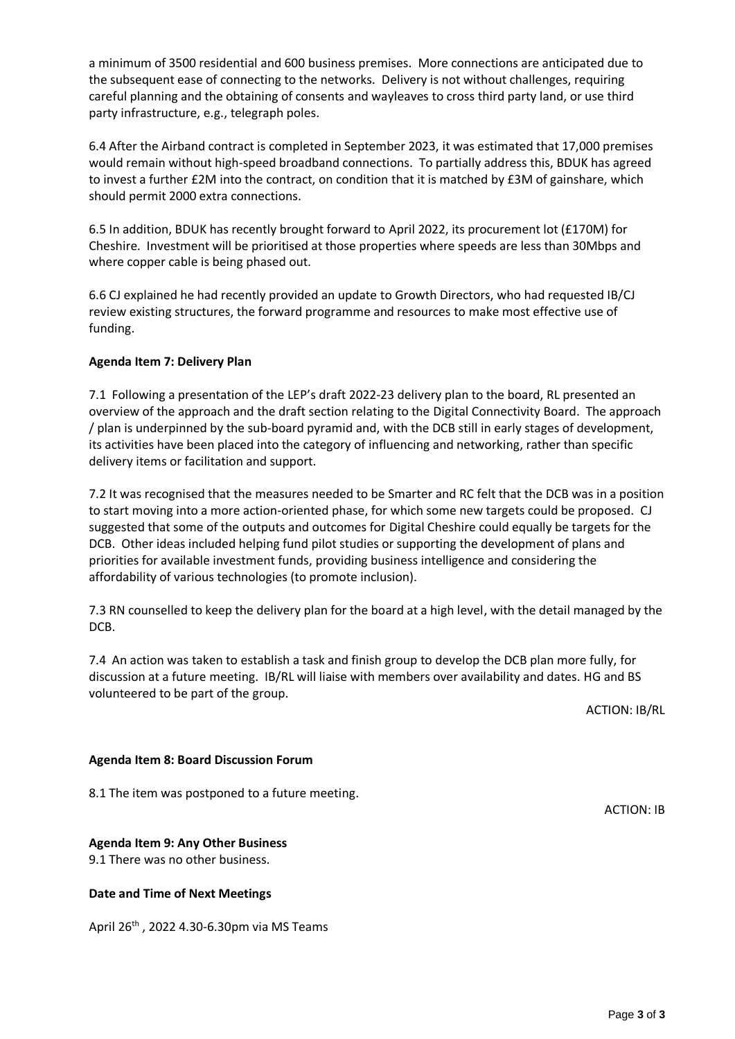a minimum of 3500 residential and 600 business premises. More connections are anticipated due to the subsequent ease of connecting to the networks. Delivery is not without challenges, requiring careful planning and the obtaining of consents and wayleaves to cross third party land, or use third party infrastructure, e.g., telegraph poles.

6.4 After the Airband contract is completed in September 2023, it was estimated that 17,000 premises would remain without high-speed broadband connections. To partially address this, BDUK has agreed to invest a further £2M into the contract, on condition that it is matched by £3M of gainshare, which should permit 2000 extra connections.

6.5 In addition, BDUK has recently brought forward to April 2022, its procurement lot (£170M) for Cheshire. Investment will be prioritised at those properties where speeds are less than 30Mbps and where copper cable is being phased out.

6.6 CJ explained he had recently provided an update to Growth Directors, who had requested IB/CJ review existing structures, the forward programme and resources to make most effective use of funding.

**Agenda Item 7: Delivery Plan**

7.1 Following a presentation of the LEP's draft 2022-23 delivery plan to the board, RL presented an overview of the approach and the draft section relating to the Digital Connectivity Board. The approach / plan is underpinned by the sub-board pyramid and, with the DCB still in early stages of development, its activities have been placed into the category of influencing and networking, rather than specific delivery items or facilitation and support.

7.2 It was recognised that the measures needed to be Smarter and RC felt that the DCB was in a position to start moving into a more action-oriented phase, for which some new targets could be proposed. CJ suggested that some of the outputs and outcomes for Digital Cheshire could equally be targets for the DCB. Other ideas included helping fund pilot studies or supporting the development of plans and priorities for available investment funds, providing business intelligence and considering the affordability of various technologies (to promote inclusion).

7.3 RN counselled to keep the delivery plan for the board at a high level, with the detail managed by the DCB.

7.4 An action was taken to establish a task and finish group to develop the DCB plan more fully, for discussion at a future meeting. IB/RL will liaise with members over availability and dates. HG and BS volunteered to be part of the group.

ACTION: IB/RL

**Agenda Item 8: Board Discussion Forum**

8.1 The item was postponed to a future meeting.

ACTION: IB

**Agenda Item 9: Any Other Business**

9.1 There was no other business.

**Date and Time of Next Meetings**

April 26th , 2022 4.30-6.30pm via MS Teams